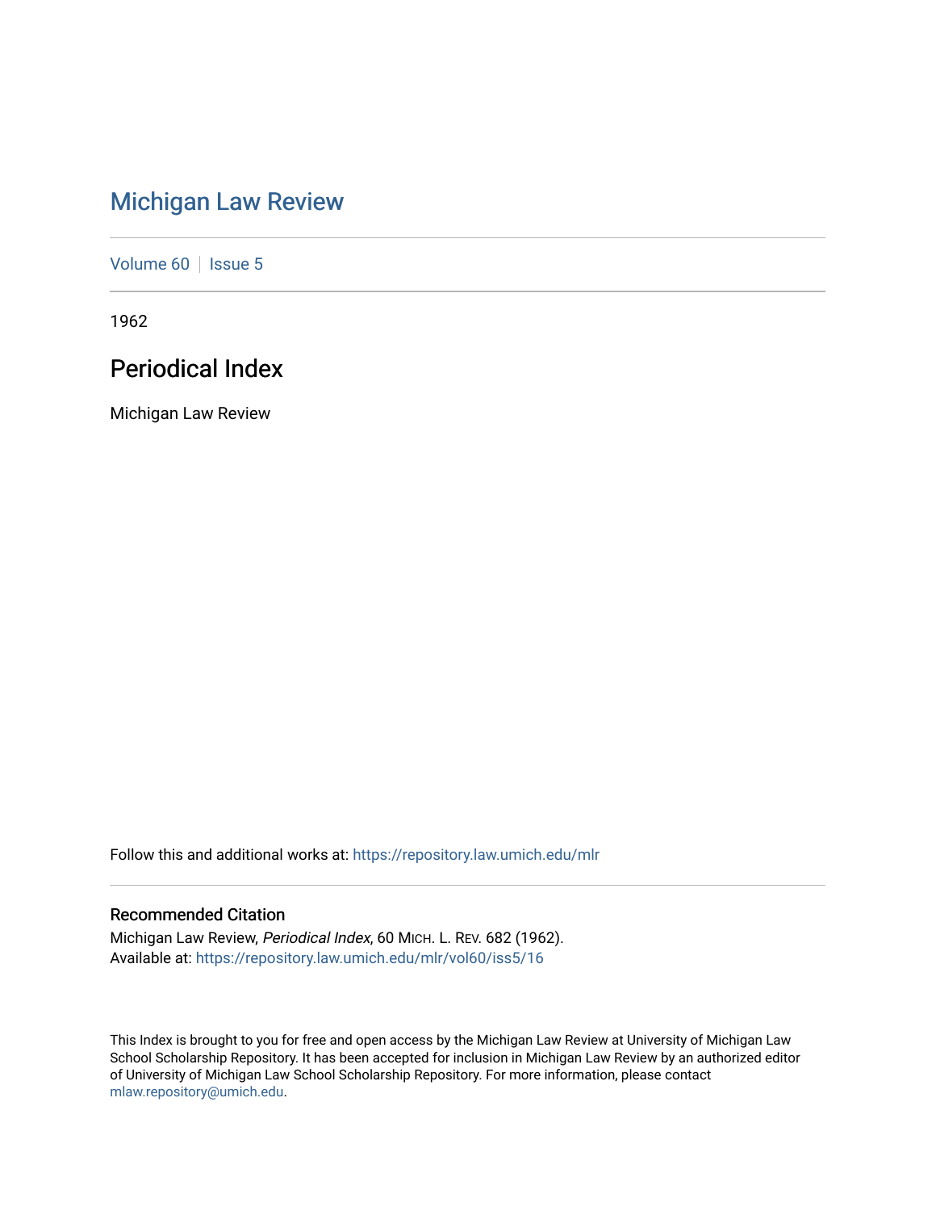# Michigan Law Review

Volume 60 | Issue 5

1962

## Periodical Index

Michigan Law Review

Follow this and additional works at: https://repository.law.umich.edu/mlr

### Recommended Citation

Michigan Law Review, *Periodical Index*, 60 MICH. L. REV. 682 (1962).
Available at: https://repository.law.umich.edu/mlr/vol60/iss5/16

This Index is brought to you for free and open access by the Michigan Law Review at University of Michigan Law School Scholarship Repository. It has been accepted for inclusion in Michigan Law Review by an authorized editor of University of Michigan Law School Scholarship Repository. For more information, please contact mlaw.repository@umich.edu.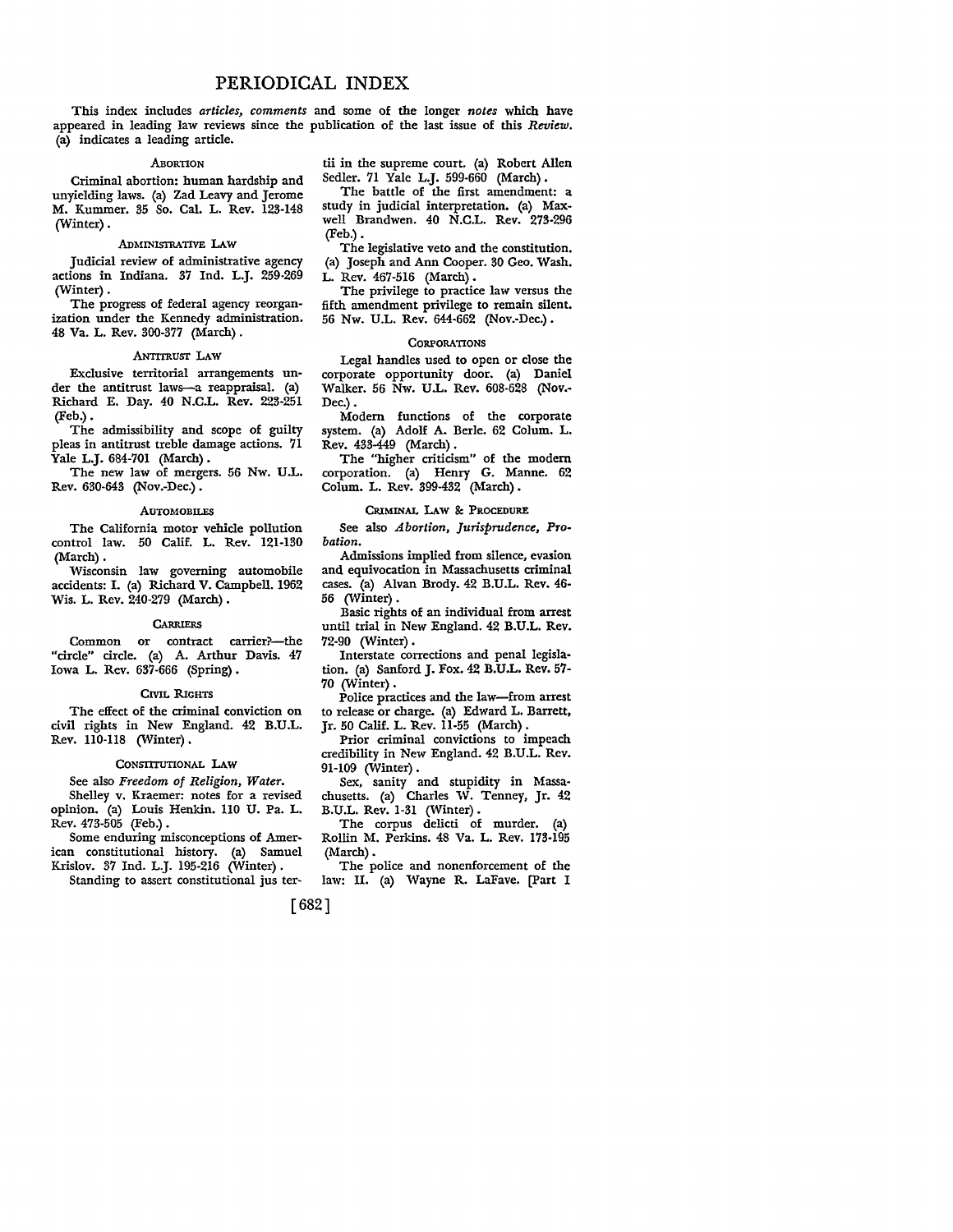# PERIODICAL INDEX

This index includes *articles, comments* and some of the longer *notes* which have appeared in leading law reviews since the publication of the last issue of this *Review.* (a) indicates a leading article.

### ABORTION

Criminal abortion: human hardship and unyielding laws. (a) Zad Leavy and Jerome M. Kummer. 35 So. Cal. L. Rev. 123-148 (Winter).

### ADMINISTRATIVE LAW

Judicial review of administrative agency actions in Indiana. 37 Ind. L.J. 259-269 (Winter).

The progress of federal agency reorganization under the Kennedy administration. 48 Va. L. Rev. 300-377 (March).

### ANTITRUST LAW

Exclusive territorial arrangements under the antitrust laws—a reappraisal. (a) Richard E. Day. 40 N.C.L. Rev. 223-251 (Feb.).

The admissibility and scope of guilty pleas in antitrust treble damage actions. 71 Yale L.J. 684-701 (March).

The new law of mergers. 56 Nw. U.L. Rev. 630-643 (Nov.-Dec.).

### AUTOMOBILES

The California motor vehicle pollution control law. 50 Calif. L. Rev. 121-130 (March).

Wisconsin law governing automobile accidents: I. (a) Richard V. Campbell. 1962 Wis. L. Rev. 240-279 (March).

### CARRIERS

Common or contract carrier?—the "circle" circle. (a) A. Arthur Davis. 47 Iowa L. Rev. 637-666 (Spring).

### CIVIL RIGHTS

The effect of the criminal conviction on civil rights in New England. 42 B.U.L. Rev. 110-118 (Winter).

### CONSTITUTIONAL LAW

See also *Freedom of Religion, Water.*

Shelley v. Kraemer: notes for a revised opinion. (a) Louis Henkin. 110 U. Pa. L. Rev. 473-505 (Feb.).

Some enduring misconceptions of American constitutional history. (a) Samuel Krislov. 37 Ind. L.J. 195-216 (Winter).

Standing to assert constitutional jus tertii in the supreme court. (a) Robert Allen Sedler. 71 Yale L.J. 599-660 (March).

The battle of the first amendment: a study in judicial interpretation. (a) Maxwell Brandwen. 40 N.C.L. Rev. 273-296 (Feb.).

The legislative veto and the constitution. (a) Joseph and Ann Cooper. 30 Geo. Wash. L. Rev. 467-516 (March).

The privilege to practice law versus the fifth amendment privilege to remain silent. 56 Nw. U.L. Rev. 644-662 (Nov.-Dec.).

### CORPORATIONS

Legal handles used to open or close the corporate opportunity door. (a) Daniel Walker. 56 Nw. U.L. Rev. 608-628 (Nov.-Dec.).

Modern functions of the corporate system. (a) Adolf A. Berle. 62 Colum. L. Rev. 433-449 (March).

The "higher criticism" of the modern corporation. (a) Henry G. Manne. 62 Colum. L. Rev. 399-432 (March).

### CRIMINAL LAW & PROCEDURE

See also *Abortion, Jurisprudence, Probation.*

Admissions implied from silence, evasion and equivocation in Massachusetts criminal cases. (a) Alvan Brody. 42 B.U.L. Rev. 46-56 (Winter).

Basic rights of an individual from arrest until trial in New England. 42 B.U.L. Rev. 72-90 (Winter).

Interstate corrections and penal legislation. (a) Sanford J. Fox. 42 B.U.L. Rev. 57-70 (Winter).

Police practices and the law—from arrest to release or charge. (a) Edward L. Barrett, Jr. 50 Calif. L. Rev. 11-55 (March).

Prior criminal convictions to impeach credibility in New England. 42 B.U.L. Rev. 91-109 (Winter).

Sex, sanity and stupidity in Massachusetts. (a) Charles W. Tenney, Jr. 42 B.U.L. Rev. 1-31 (Winter).

The corpus delicti of murder. (a) Rollin M. Perkins. 48 Va. L. Rev. 173-195 (March).

The police and nonenforcement of the law: II. (a) Wayne R. LaFave. [Part I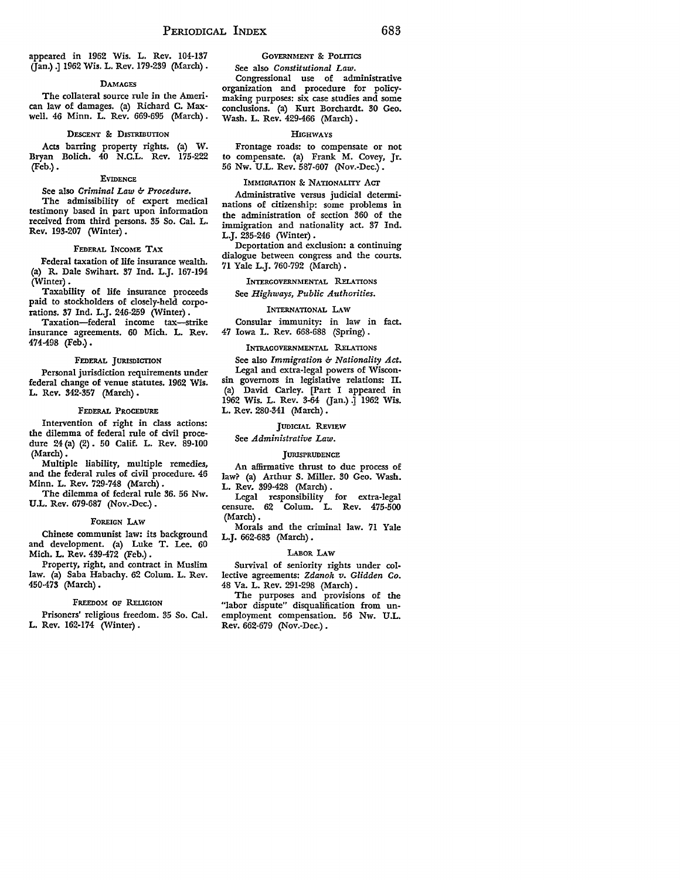appeared in 1962 Wis. L. Rev. 104-137 (Jan.).] 1962 Wis. L. Rev. 179-239 (March).

### Damages

The collateral source rule in the American law of damages. (a) Richard C. Maxwell. 46 Minn. L. Rev. 669-695 (March).

### Descent & Distribution

Acts barring property rights. (a) W. Bryan Bolich. 40 N.C.L. Rev. 175-222 (Feb.).

### Evidence

See also *Criminal Law & Procedure.*

The admissibility of expert medical testimony based in part upon information received from third persons. 35 So. Cal. L. Rev. 193-207 (Winter).

### Federal Income Tax

Federal taxation of life insurance wealth. (a) R. Dale Swihart. 37 Ind. L.J. 167-194 (Winter).

Taxability of life insurance proceeds paid to stockholders of closely-held corporations. 37 Ind. L.J. 246-259 (Winter).

Taxation—federal income tax—strike insurance agreements. 60 Mich. L. Rev. 474-498 (Feb.).

### Federal Jurisdiction

Personal jurisdiction requirements under federal change of venue statutes. 1962 Wis. L. Rev. 342-357 (March).

### Federal Procedure

Intervention of right in class actions: the dilemma of federal rule of civil procedure 24(a) (2). 50 Calif. L. Rev. 89-100 (March).

Multiple liability, multiple remedies, and the federal rules of civil procedure. 46 Minn. L. Rev. 729-748 (March).

The dilemma of federal rule 36. 56 Nw. U.L. Rev. 679-687 (Nov.-Dec.).

### Foreign Law

Chinese communist law: its background and development. (a) Luke T. Lee. 60 Mich. L. Rev. 439-472 (Feb.).

Property, right, and contract in Muslim law. (a) Saba Habachy. 62 Colum. L. Rev. 450-473 (March).

### Freedom of Religion

Prisoners' religious freedom. 35 So. Cal. L. Rev. 162-174 (Winter).

### Government & Politics

See also *Constitutional Law.*

Congressional use of administrative organization and procedure for policy-making purposes: six case studies and some conclusions. (a) Kurt Borchardt. 30 Geo. Wash. L. Rev. 429-466 (March).

### Highways

Frontage roads: to compensate or not to compensate. (a) Frank M. Covey, Jr. 56 Nw. U.L. Rev. 587-607 (Nov.-Dec.).

### Immigration & Nationality Act

Administrative versus judicial determinations of citizenship: some problems in the administration of section 360 of the immigration and nationality act. 37 Ind. L.J. 235-246 (Winter).

Deportation and exclusion: a continuing dialogue between congress and the courts. 71 Yale L.J. 760-792 (March).

### Intergovernmental Relations

See *Highways, Public Authorities.*

### International Law

Consular immunity: in law in fact. 47 Iowa L. Rev. 668-688 (Spring).

### Intragovernmental Relations

See also *Immigration & Nationality Act.*

Legal and extra-legal powers of Wisconsin governors in legislative relations: II. (a) David Carley. [Part I appeared in 1962 Wis. L. Rev. 3-64 (Jan.).] 1962 Wis. L. Rev. 280-341 (March).

### Judicial Review

See *Administrative Law.*

### Jurisprudence

An affirmative thrust to due process of law? (a) Arthur S. Miller. 30 Geo. Wash. L. Rev. 399-428 (March).

Legal responsibility for extra-legal censure. 62 Colum. L. Rev. 475-500 (March).

Morals and the criminal law. 71 Yale L.J. 662-683 (March).

### Labor Law

Survival of seniority rights under collective agreements: *Zdanok v. Glidden Co.* 48 Va. L. Rev. 291-298 (March).

The purposes and provisions of the "labor dispute" disqualification from unemployment compensation. 56 Nw. U.L. Rev. 662-679 (Nov.-Dec.).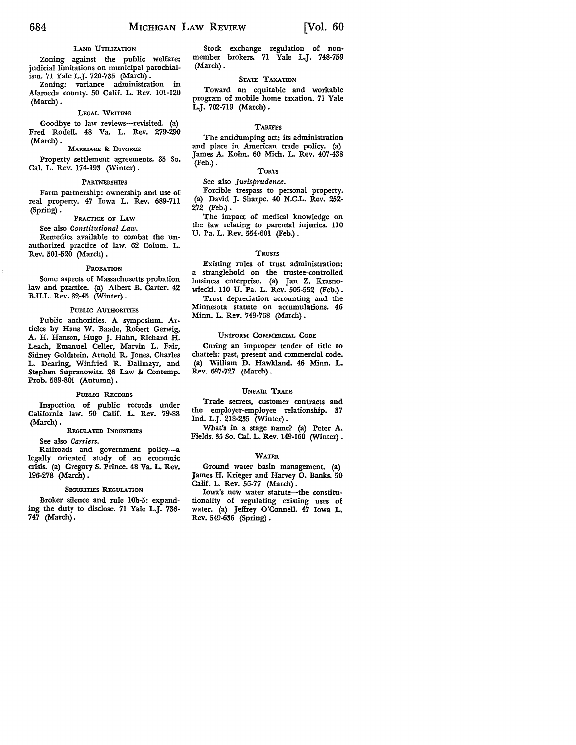#### LAND UTILIZATION

Zoning against the public welfare: judicial limitations on municipal parochialism. 71 Yale L.J. 720-735 (March).

Zoning: variance administration in Alameda county. 50 Calif. L. Rev. 101-120 (March).

#### LEGAL WRITING

Goodbye to law reviews—revisited. (a) Fred Rodell. 48 Va. L. Rev. 279-290 (March).

#### MARRIAGE & DIVORCE

Property settlement agreements. 35 So. Cal. L. Rev. 174-193 (Winter).

#### PARTNERSHIPS

Farm partnership: ownership and use of real property. 47 Iowa L. Rev. 689-711 (Spring).

#### PRACTICE OF LAW

See also *Constitutional Law*.

Remedies available to combat the unauthorized practice of law. 62 Colum. L. Rev. 501-520 (March).

#### PROBATION

Some aspects of Massachusetts probation law and practice. (a) Albert B. Carter. 42 B.U.L. Rev. 32-45 (Winter).

#### PUBLIC AUTHORITIES

Public authorities. A symposium. Articles by Hans W. Baade, Robert Gerwig, A. H. Hanson, Hugo J. Hahn, Richard H. Leach, Emanuel Celler, Marvin L. Fair, Sidney Goldstein, Arnold R. Jones, Charles L. Dearing, Winfried R. Dallmayr, and Stephen Supranowitz. 26 Law & Contemp. Prob. 589-801 (Autumn).

#### PUBLIC RECORDS

Inspection of public records under California law. 50 Calif. L. Rev. 79-88 (March).

#### REGULATED INDUSTRIES

See also *Carriers*.

Railroads and government policy—a legally oriented study of an economic crisis. (a) Gregory S. Prince. 48 Va. L. Rev. 196-278 (March).

#### SECURITIES REGULATION

Broker silence and rule 10b-5: expanding the duty to disclose. 71 Yale L.J. 736-747 (March).

Stock exchange regulation of nonmember brokers. 71 Yale L.J. 748-759 (March).

#### STATE TAXATION

Toward an equitable and workable program of mobile home taxation. 71 Yale L.J. 702-719 (March).

#### TARIFFS

The antidumping act: its administration and place in American trade policy. (a) James A. Kohn. 60 Mich. L. Rev. 407-438 (Feb.).

#### TORTS

See also *Jurisprudence*.

Forcible trespass to personal property. (a) David J. Sharpe. 40 N.C.L. Rev. 252-272 (Feb.).

The impact of medical knowledge on the law relating to parental injuries. 110 U. Pa. L. Rev. 554-601 (Feb.).

#### TRUSTS

Existing rules of trust administration: a stranglehold on the trustee-controlled business enterprise. (a) Jan Z. Krasnowiecki. 110 U. Pa. L. Rev. 505-552 (Feb.).

Trust depreciation accounting and the Minnesota statute on accumulations. 46 Minn. L. Rev. 749-768 (March).

#### UNIFORM COMMERCIAL CODE

Curing an improper tender of title to chattels: past, present and commercial code. (a) William D. Hawkland. 46 Minn. L. Rev. 697-727 (March).

#### UNFAIR TRADE

Trade secrets, customer contracts and the employer-employee relationship. 37 Ind. L.J. 218-235 (Winter).

What's in a stage name? (a) Peter A. Fields. 35 So. Cal. L. Rev. 149-160 (Winter).

#### WATER

Ground water basin management. (a) James H. Krieger and Harvey O. Banks. 50 Calif. L. Rev. 56-77 (March).

Iowa's new water statute—the constitutionality of regulating existing uses of water. (a) Jeffrey O'Connell. 47 Iowa L. Rev. 549-636 (Spring).